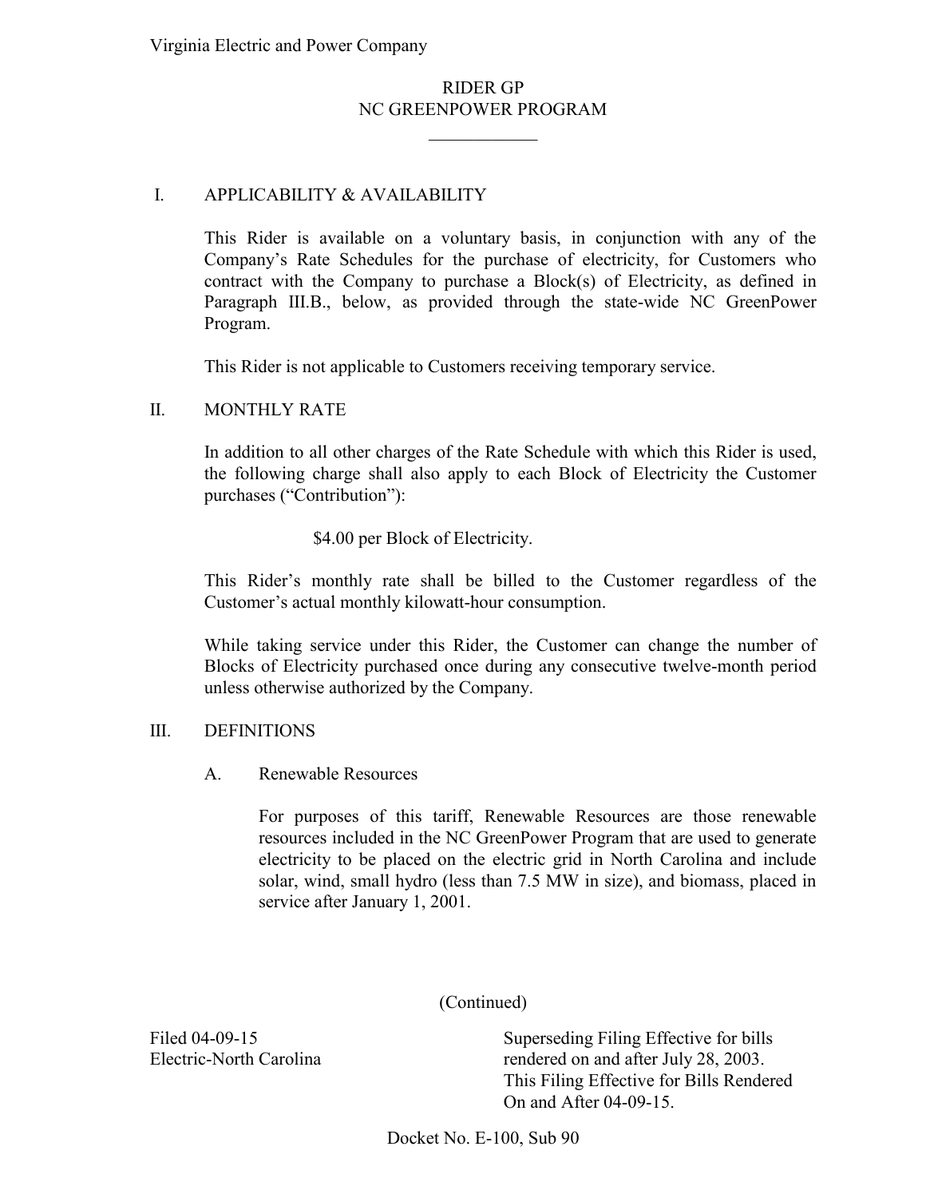Virginia Electric and Power Company

# RIDER GP
# NC GREENPOWER PROGRAM

## I. APPLICABILITY & AVAILABILITY

This Rider is available on a voluntary basis, in conjunction with any of the Company's Rate Schedules for the purchase of electricity, for Customers who contract with the Company to purchase a Block(s) of Electricity, as defined in Paragraph III.B., below, as provided through the state-wide NC GreenPower Program.

This Rider is not applicable to Customers receiving temporary service.

## II. MONTHLY RATE

In addition to all other charges of the Rate Schedule with which this Rider is used, the following charge shall also apply to each Block of Electricity the Customer purchases ("Contribution"):

$4.00 per Block of Electricity.

This Rider's monthly rate shall be billed to the Customer regardless of the Customer's actual monthly kilowatt-hour consumption.

While taking service under this Rider, the Customer can change the number of Blocks of Electricity purchased once during any consecutive twelve-month period unless otherwise authorized by the Company.

## III. DEFINITIONS

### A. Renewable Resources

For purposes of this tariff, Renewable Resources are those renewable resources included in the NC GreenPower Program that are used to generate electricity to be placed on the electric grid in North Carolina and include solar, wind, small hydro (less than 7.5 MW in size), and biomass, placed in service after January 1, 2001.

(Continued)

Filed 04-09-15
Electric-North Carolina

Superseding Filing Effective for bills rendered on and after July 28, 2003.
This Filing Effective for Bills Rendered On and After 04-09-15.

Docket No. E-100, Sub 90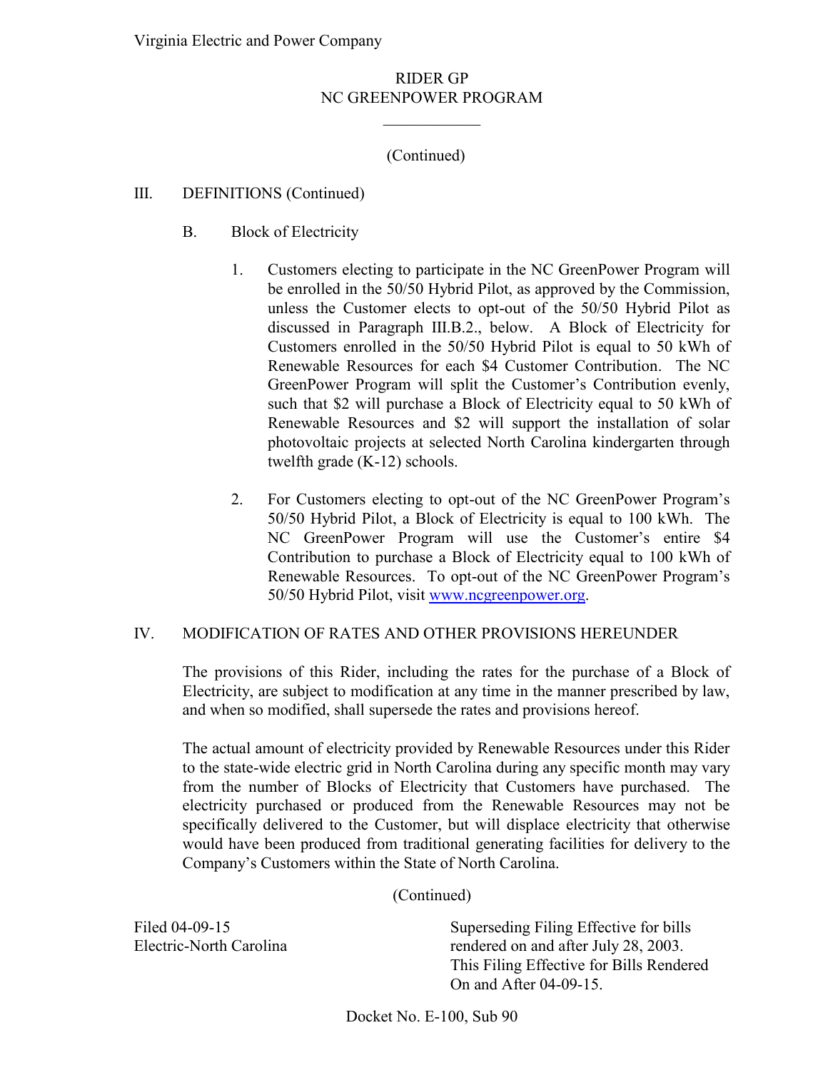RIDER GP
NC GREENPOWER PROGRAM

(Continued)

III. DEFINITIONS (Continued)

B. Block of Electricity

1. Customers electing to participate in the NC GreenPower Program will be enrolled in the 50/50 Hybrid Pilot, as approved by the Commission, unless the Customer elects to opt-out of the 50/50 Hybrid Pilot as discussed in Paragraph III.B.2., below. A Block of Electricity for Customers enrolled in the 50/50 Hybrid Pilot is equal to 50 kWh of Renewable Resources for each $4 Customer Contribution. The NC GreenPower Program will split the Customer's Contribution evenly, such that $2 will purchase a Block of Electricity equal to 50 kWh of Renewable Resources and $2 will support the installation of solar photovoltaic projects at selected North Carolina kindergarten through twelfth grade (K-12) schools.

2. For Customers electing to opt-out of the NC GreenPower Program's 50/50 Hybrid Pilot, a Block of Electricity is equal to 100 kWh. The NC GreenPower Program will use the Customer's entire $4 Contribution to purchase a Block of Electricity equal to 100 kWh of Renewable Resources. To opt-out of the NC GreenPower Program's 50/50 Hybrid Pilot, visit www.ncgreenpower.org.

IV. MODIFICATION OF RATES AND OTHER PROVISIONS HEREUNDER

The provisions of this Rider, including the rates for the purchase of a Block of Electricity, are subject to modification at any time in the manner prescribed by law, and when so modified, shall supersede the rates and provisions hereof.

The actual amount of electricity provided by Renewable Resources under this Rider to the state-wide electric grid in North Carolina during any specific month may vary from the number of Blocks of Electricity that Customers have purchased. The electricity purchased or produced from the Renewable Resources may not be specifically delivered to the Customer, but will displace electricity that otherwise would have been produced from traditional generating facilities for delivery to the Company's Customers within the State of North Carolina.

(Continued)

Filed 04-09-15
Electric-North Carolina

Superseding Filing Effective for bills rendered on and after July 28, 2003.
This Filing Effective for Bills Rendered On and After 04-09-15.

Docket No. E-100, Sub 90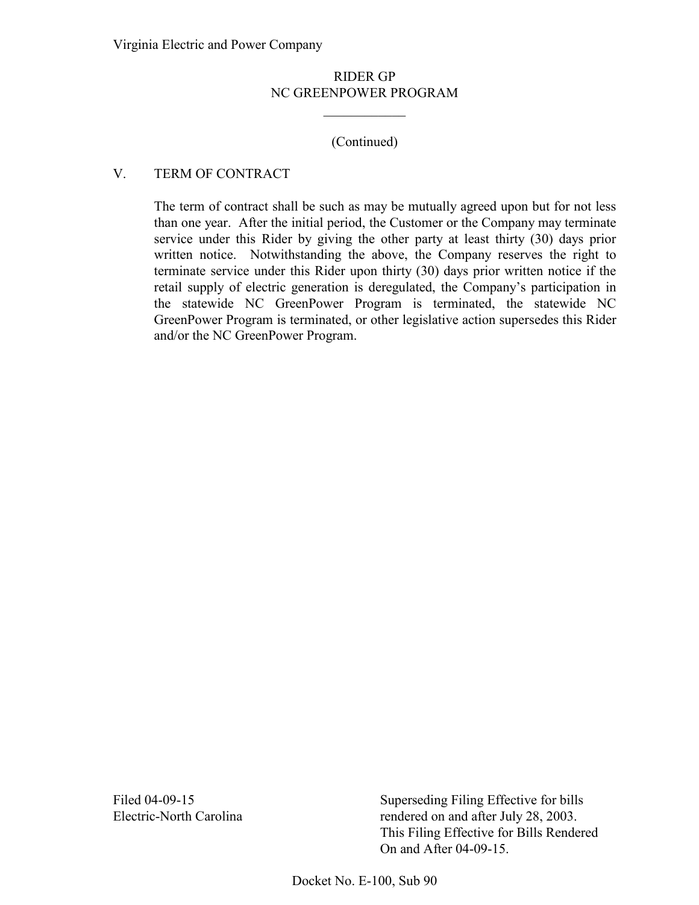RIDER GP
NC GREENPOWER PROGRAM

(Continued)

## V. TERM OF CONTRACT

The term of contract shall be such as may be mutually agreed upon but for not less than one year. After the initial period, the Customer or the Company may terminate service under this Rider by giving the other party at least thirty (30) days prior written notice. Notwithstanding the above, the Company reserves the right to terminate service under this Rider upon thirty (30) days prior written notice if the retail supply of electric generation is deregulated, the Company's participation in the statewide NC GreenPower Program is terminated, the statewide NC GreenPower Program is terminated, or other legislative action supersedes this Rider and/or the NC GreenPower Program.

Filed 04-09-15
Electric-North Carolina

Superseding Filing Effective for bills rendered on and after July 28, 2003.
This Filing Effective for Bills Rendered On and After 04-09-15.

Docket No. E-100, Sub 90